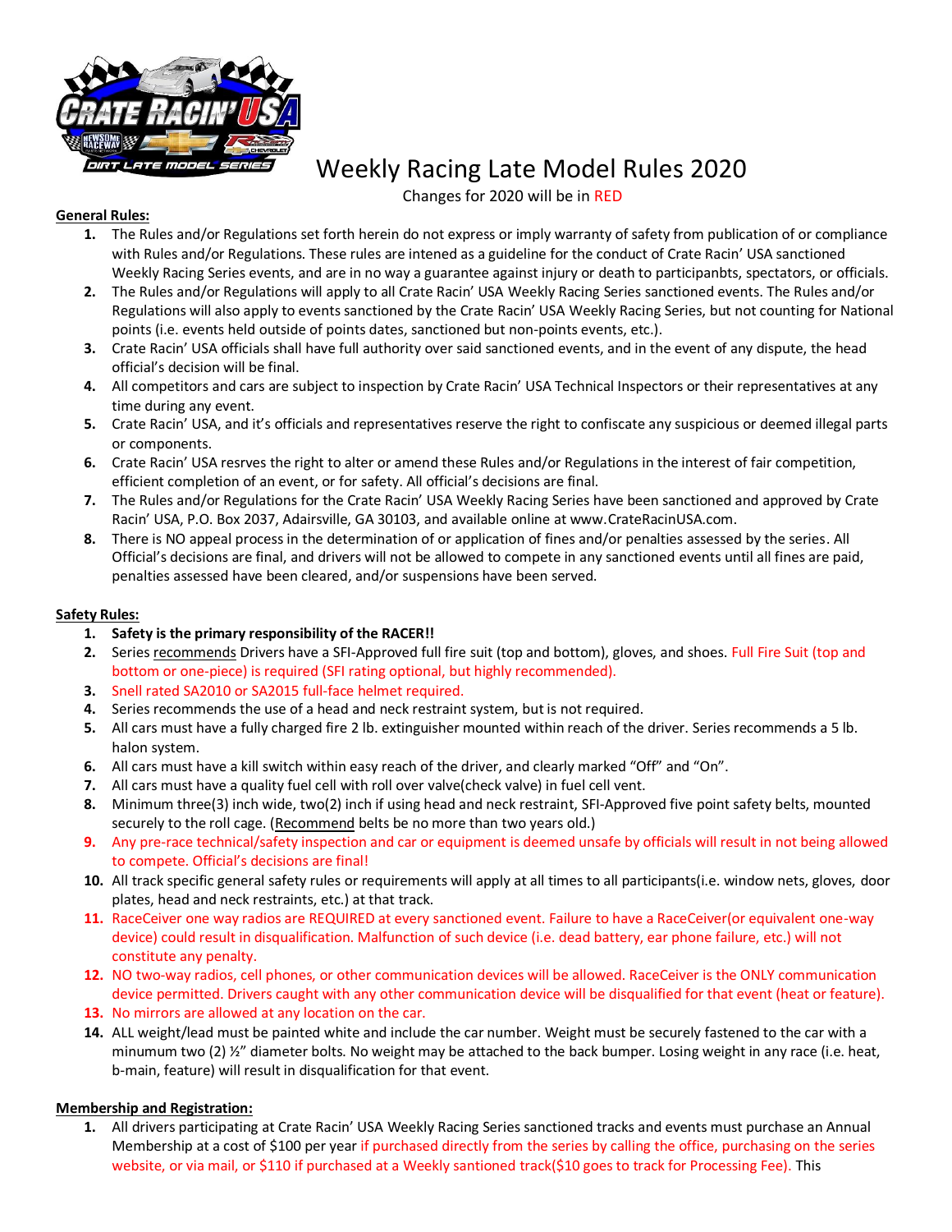# Weekly Racing Late Model Rules 2020

Changes for 2020 will be in RED

**General Rules:**

1. The Rules and/or Regulations set forth herein do not express or imply warranty of safety from publication of or compliance with Rules and/or Regulations. These rules are intened as a guideline for the conduct of Crate Racin' USA sanctioned Weekly Racing Series events, and are in no way a guarantee against injury or death to participanbts, spectators, or officials.
2. The Rules and/or Regulations will apply to all Crate Racin' USA Weekly Racing Series sanctioned events. The Rules and/or Regulations will also apply to events sanctioned by the Crate Racin' USA Weekly Racing Series, but not counting for National points (i.e. events held outside of points dates, sanctioned but non-points events, etc.).
3. Crate Racin' USA officials shall have full authority over said sanctioned events, and in the event of any dispute, the head official's decision will be final.
4. All competitors and cars are subject to inspection by Crate Racin' USA Technical Inspectors or their representatives at any time during any event.
5. Crate Racin' USA, and it's officials and representatives reserve the right to confiscate any suspicious or deemed illegal parts or components.
6. Crate Racin' USA resrves the right to alter or amend these Rules and/or Regulations in the interest of fair competition, efficient completion of an event, or for safety. All official's decisions are final.
7. The Rules and/or Regulations for the Crate Racin' USA Weekly Racing Series have been sanctioned and approved by Crate Racin' USA, P.O. Box 2037, Adairsville, GA 30103, and available online at www.CrateRacinUSA.com.
8. There is NO appeal process in the determination of or application of fines and/or penalties assessed by the series. All Official's decisions are final, and drivers will not be allowed to compete in any sanctioned events until all fines are paid, penalties assessed have been cleared, and/or suspensions have been served.

**Safety Rules:**

1. **Safety is the primary responsibility of the RACER!!**
2. Series recommends Drivers have a SFI-Approved full fire suit (top and bottom), gloves, and shoes. Full Fire Suit (top and bottom or one-piece) is required (SFI rating optional, but highly recommended).
3. Snell rated SA2010 or SA2015 full-face helmet required.
4. Series recommends the use of a head and neck restraint system, but is not required.
5. All cars must have a fully charged fire 2 lb. extinguisher mounted within reach of the driver. Series recommends a 5 lb. halon system.
6. All cars must have a kill switch within easy reach of the driver, and clearly marked "Off" and "On".
7. All cars must have a quality fuel cell with roll over valve(check valve) in fuel cell vent.
8. Minimum three(3) inch wide, two(2) inch if using head and neck restraint, SFI-Approved five point safety belts, mounted securely to the roll cage. (Recommend belts be no more than two years old.)
9. Any pre-race technical/safety inspection and car or equipment is deemed unsafe by officials will result in not being allowed to compete. Official's decisions are final!
10. All track specific general safety rules or requirements will apply at all times to all participants(i.e. window nets, gloves, door plates, head and neck restraints, etc.) at that track.
11. RaceCeiver one way radios are REQUIRED at every sanctioned event. Failure to have a RaceCeiver(or equivalent one-way device) could result in disqualification. Malfunction of such device (i.e. dead battery, ear phone failure, etc.) will not constitute any penalty.
12. NO two-way radios, cell phones, or other communication devices will be allowed. RaceCeiver is the ONLY communication device permitted. Drivers caught with any other communication device will be disqualified for that event (heat or feature).
13. No mirrors are allowed at any location on the car.
14. ALL weight/lead must be painted white and include the car number. Weight must be securely fastened to the car with a minumum two (2) ½" diameter bolts. No weight may be attached to the back bumper. Losing weight in any race (i.e. heat, b-main, feature) will result in disqualification for that event.

**Membership and Registration:**

1. All drivers participating at Crate Racin' USA Weekly Racing Series sanctioned tracks and events must purchase an Annual Membership at a cost of $100 per year if purchased directly from the series by calling the office, purchasing on the series website, or via mail, or $110 if purchased at a Weekly santioned track($10 goes to track for Processing Fee). This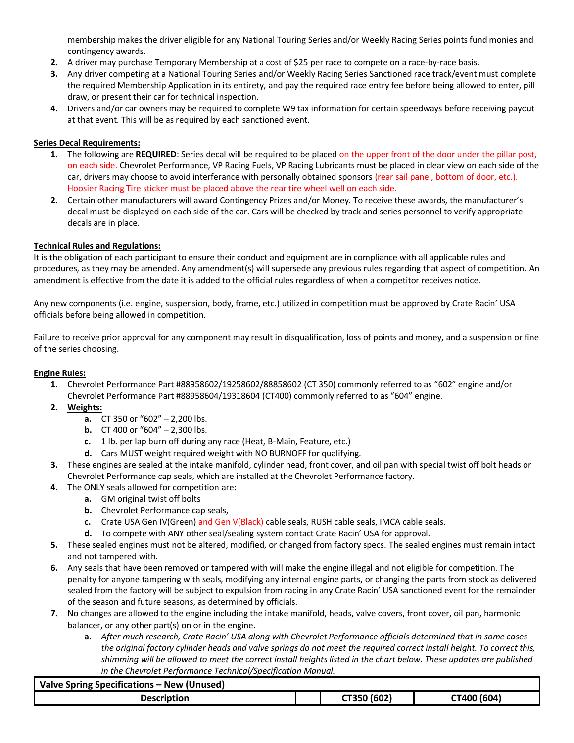membership makes the driver eligible for any National Touring Series and/or Weekly Racing Series points fund monies and contingency awards.

2. A driver may purchase Temporary Membership at a cost of $25 per race to compete on a race-by-race basis.
3. Any driver competing at a National Touring Series and/or Weekly Racing Series Sanctioned race track/event must complete the required Membership Application in its entirety, and pay the required race entry fee before being allowed to enter, pill draw, or present their car for technical inspection.
4. Drivers and/or car owners may be required to complete W9 tax information for certain speedways before receiving payout at that event. This will be as required by each sanctioned event.

**Series Decal Requirements:**

1. The following are **REQUIRED**: Series decal will be required to be placed on the upper front of the door under the pillar post, on each side. Chevrolet Performance, VP Racing Fuels, VP Racing Lubricants must be placed in clear view on each side of the car, drivers may choose to avoid interferance with personally obtained sponsors (rear sail panel, bottom of door, etc.). Hoosier Racing Tire sticker must be placed above the rear tire wheel well on each side.
2. Certain other manufacturers will award Contingency Prizes and/or Money. To receive these awards, the manufacturer's decal must be displayed on each side of the car. Cars will be checked by track and series personnel to verify appropriate decals are in place.

**Technical Rules and Regulations:**

It is the obligation of each participant to ensure their conduct and equipment are in compliance with all applicable rules and procedures, as they may be amended. Any amendment(s) will supersede any previous rules regarding that aspect of competition. An amendment is effective from the date it is added to the official rules regardless of when a competitor receives notice.

Any new components (i.e. engine, suspension, body, frame, etc.) utilized in competition must be approved by Crate Racin' USA officials before being allowed in competition.

Failure to receive prior approval for any component may result in disqualification, loss of points and money, and a suspension or fine of the series choosing.

**Engine Rules:**

1. Chevrolet Performance Part #88958602/19258602/88858602 (CT 350) commonly referred to as "602" engine and/or Chevrolet Performance Part #88958604/19318604 (CT400) commonly referred to as "604" engine.
2. **Weights:**
   a. CT 350 or "602" – 2,200 lbs.
   b. CT 400 or "604" – 2,300 lbs.
   c. 1 lb. per lap burn off during any race (Heat, B-Main, Feature, etc.)
   d. Cars MUST weight required weight with NO BURNOFF for qualifying.
3. These engines are sealed at the intake manifold, cylinder head, front cover, and oil pan with special twist off bolt heads or Chevrolet Performance cap seals, which are installed at the Chevrolet Performance factory.
4. The ONLY seals allowed for competition are:
   a. GM original twist off bolts
   b. Chevrolet Performance cap seals,
   c. Crate USA Gen IV(Green) and Gen V(Black) cable seals, RUSH cable seals, IMCA cable seals.
   d. To compete with ANY other seal/sealing system contact Crate Racin' USA for approval.
5. These sealed engines must not be altered, modified, or changed from factory specs. The sealed engines must remain intact and not tampered with.
6. Any seals that have been removed or tampered with will make the engine illegal and not eligible for competition. The penalty for anyone tampering with seals, modifying any internal engine parts, or changing the parts from stock as delivered sealed from the factory will be subject to expulsion from racing in any Crate Racin' USA sanctioned event for the remainder of the season and future seasons, as determined by officials.
7. No changes are allowed to the engine including the intake manifold, heads, valve covers, front cover, oil pan, harmonic balancer, or any other part(s) on or in the engine.
   a. *After much research, Crate Racin' USA along with Chevrolet Performance officials determined that in some cases the original factory cylinder heads and valve springs do not meet the required correct install height. To correct this, shimming will be allowed to meet the correct install heights listed in the chart below. These updates are published in the Chevrolet Performance Technical/Specification Manual.*

| Valve Spring Specifications – New (Unused) | | | |
|---|---|---|---|
| Description | | CT350 (602) | CT400 (604) |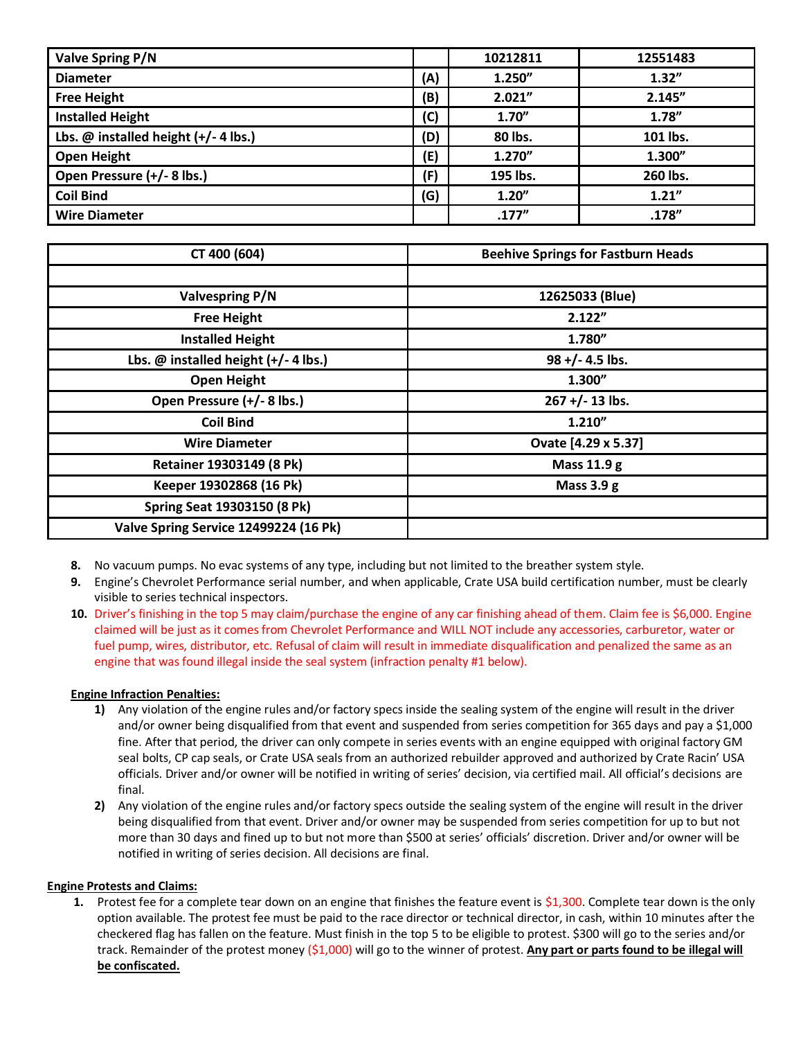| Valve Spring P/N | | 10212811 | 12551483 |
|---|---|---|---|
| Diameter | (A) | 1.250" | 1.32" |
| Free Height | (B) | 2.021" | 2.145" |
| Installed Height | (C) | 1.70" | 1.78" |
| Lbs. @ installed height (+/- 4 lbs.) | (D) | 80 lbs. | 101 lbs. |
| Open Height | (E) | 1.270" | 1.300" |
| Open Pressure (+/- 8 lbs.) | (F) | 195 lbs. | 260 lbs. |
| Coil Bind | (G) | 1.20" | 1.21" |
| Wire Diameter | | .177" | .178" |

| CT 400 (604) | Beehive Springs for Fastburn Heads |
|---|---|
| | |
| Valvespring P/N | 12625033 (Blue) |
| Free Height | 2.122" |
| Installed Height | 1.780" |
| Lbs. @ installed height (+/- 4 lbs.) | 98 +/- 4.5 lbs. |
| Open Height | 1.300" |
| Open Pressure (+/- 8 lbs.) | 267 +/- 13 lbs. |
| Coil Bind | 1.210" |
| Wire Diameter | Ovate [4.29 x 5.37] |
| Retainer 19303149 (8 Pk) | Mass 11.9 g |
| Keeper 19302868 (16 Pk) | Mass 3.9 g |
| Spring Seat 19303150 (8 Pk) | |
| Valve Spring Service 12499224 (16 Pk) | |

8. No vacuum pumps. No evac systems of any type, including but not limited to the breather system style.
9. Engine's Chevrolet Performance serial number, and when applicable, Crate USA build certification number, must be clearly visible to series technical inspectors.
10. Driver's finishing in the top 5 may claim/purchase the engine of any car finishing ahead of them. Claim fee is $6,000. Engine claimed will be just as it comes from Chevrolet Performance and WILL NOT include any accessories, carburetor, water or fuel pump, wires, distributor, etc. Refusal of claim will result in immediate disqualification and penalized the same as an engine that was found illegal inside the seal system (infraction penalty #1 below).

**Engine Infraction Penalties:**

1) Any violation of the engine rules and/or factory specs inside the sealing system of the engine will result in the driver and/or owner being disqualified from that event and suspended from series competition for 365 days and pay a $1,000 fine. After that period, the driver can only compete in series events with an engine equipped with original factory GM seal bolts, CP cap seals, or Crate USA seals from an authorized rebuilder approved and authorized by Crate Racin' USA officials. Driver and/or owner will be notified in writing of series' decision, via certified mail. All official's decisions are final.
2) Any violation of the engine rules and/or factory specs outside the sealing system of the engine will result in the driver being disqualified from that event. Driver and/or owner may be suspended from series competition for up to but not more than 30 days and fined up to but not more than $500 at series' officials' discretion. Driver and/or owner will be notified in writing of series decision. All decisions are final.

**Engine Protests and Claims:**

1. Protest fee for a complete tear down on an engine that finishes the feature event is $1,300. Complete tear down is the only option available. The protest fee must be paid to the race director or technical director, in cash, within 10 minutes after the checkered flag has fallen on the feature. Must finish in the top 5 to be eligible to protest. $300 will go to the series and/or track. Remainder of the protest money ($1,000) will go to the winner of protest. **Any part or parts found to be illegal will be confiscated.**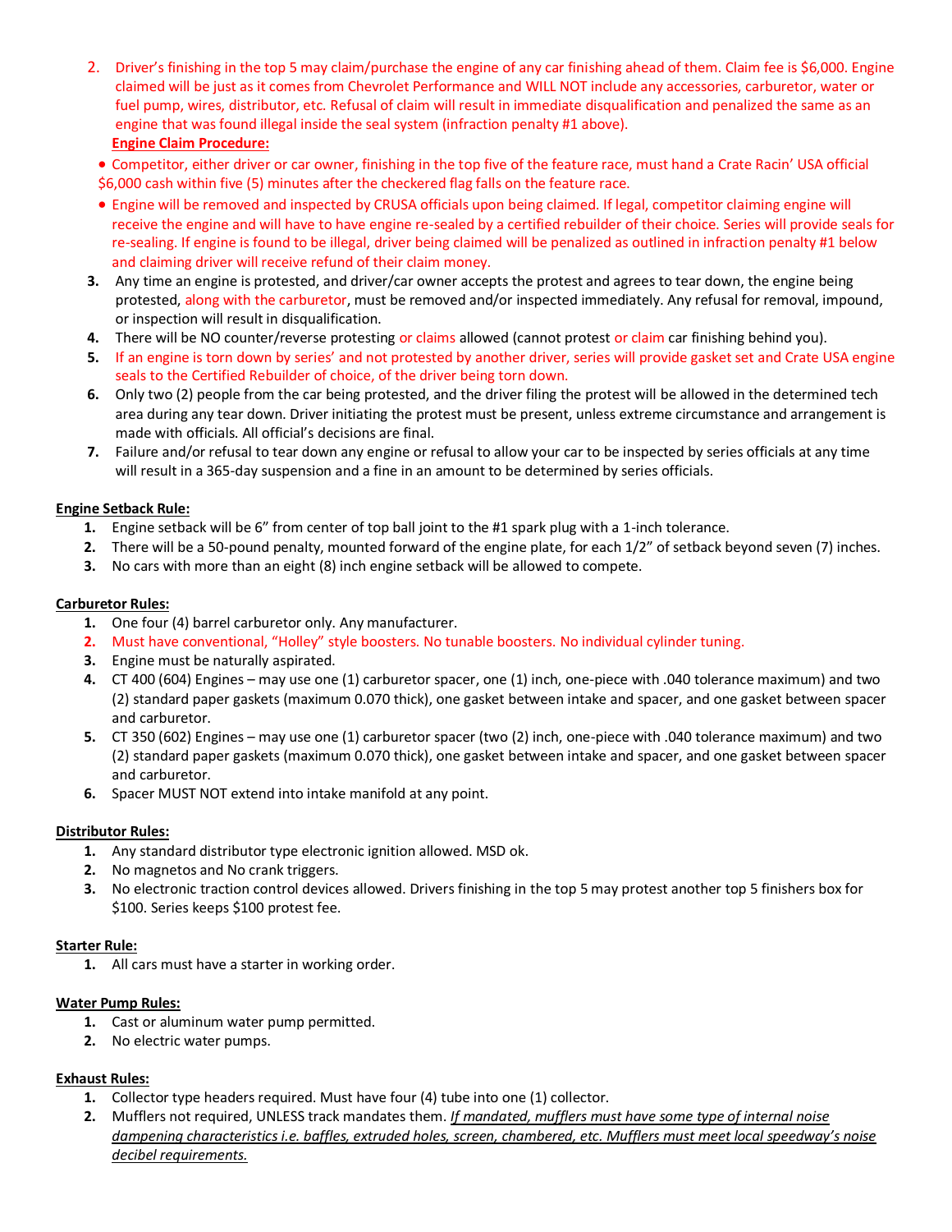2. Driver's finishing in the top 5 may claim/purchase the engine of any car finishing ahead of them. Claim fee is $6,000. Engine claimed will be just as it comes from Chevrolet Performance and WILL NOT include any accessories, carburetor, water or fuel pump, wires, distributor, etc. Refusal of claim will result in immediate disqualification and penalized the same as an engine that was found illegal inside the seal system (infraction penalty #1 above).

   **Engine Claim Procedure:**

   - Competitor, either driver or car owner, finishing in the top five of the feature race, must hand a Crate Racin' USA official $6,000 cash within five (5) minutes after the checkered flag falls on the feature race.
   - Engine will be removed and inspected by CRUSA officials upon being claimed. If legal, competitor claiming engine will receive the engine and will have to have engine re-sealed by a certified rebuilder of their choice. Series will provide seals for re-sealing. If engine is found to be illegal, driver being claimed will be penalized as outlined in infraction penalty #1 below and claiming driver will receive refund of their claim money.

3. Any time an engine is protested, and driver/car owner accepts the protest and agrees to tear down, the engine being protested, along with the carburetor, must be removed and/or inspected immediately. Any refusal for removal, impound, or inspection will result in disqualification.
4. There will be NO counter/reverse protesting or claims allowed (cannot protest or claim car finishing behind you).
5. If an engine is torn down by series' and not protested by another driver, series will provide gasket set and Crate USA engine seals to the Certified Rebuilder of choice, of the driver being torn down.
6. Only two (2) people from the car being protested, and the driver filing the protest will be allowed in the determined tech area during any tear down. Driver initiating the protest must be present, unless extreme circumstance and arrangement is made with officials. All official's decisions are final.
7. Failure and/or refusal to tear down any engine or refusal to allow your car to be inspected by series officials at any time will result in a 365-day suspension and a fine in an amount to be determined by series officials.

**Engine Setback Rule:**

1. Engine setback will be 6" from center of top ball joint to the #1 spark plug with a 1-inch tolerance.
2. There will be a 50-pound penalty, mounted forward of the engine plate, for each 1/2" of setback beyond seven (7) inches.
3. No cars with more than an eight (8) inch engine setback will be allowed to compete.

**Carburetor Rules:**

1. One four (4) barrel carburetor only. Any manufacturer.
2. Must have conventional, "Holley" style boosters. No tunable boosters. No individual cylinder tuning.
3. Engine must be naturally aspirated.
4. CT 400 (604) Engines – may use one (1) carburetor spacer, one (1) inch, one-piece with .040 tolerance maximum) and two (2) standard paper gaskets (maximum 0.070 thick), one gasket between intake and spacer, and one gasket between spacer and carburetor.
5. CT 350 (602) Engines – may use one (1) carburetor spacer (two (2) inch, one-piece with .040 tolerance maximum) and two (2) standard paper gaskets (maximum 0.070 thick), one gasket between intake and spacer, and one gasket between spacer and carburetor.
6. Spacer MUST NOT extend into intake manifold at any point.

**Distributor Rules:**

1. Any standard distributor type electronic ignition allowed. MSD ok.
2. No magnetos and No crank triggers.
3. No electronic traction control devices allowed. Drivers finishing in the top 5 may protest another top 5 finishers box for $100. Series keeps $100 protest fee.

**Starter Rule:**

1. All cars must have a starter in working order.

**Water Pump Rules:**

1. Cast or aluminum water pump permitted.
2. No electric water pumps.

**Exhaust Rules:**

1. Collector type headers required. Must have four (4) tube into one (1) collector.
2. Mufflers not required, UNLESS track mandates them. *If mandated, mufflers must have some type of internal noise dampening characteristics i.e. baffles, extruded holes, screen, chambered, etc. Mufflers must meet local speedway's noise decibel requirements.*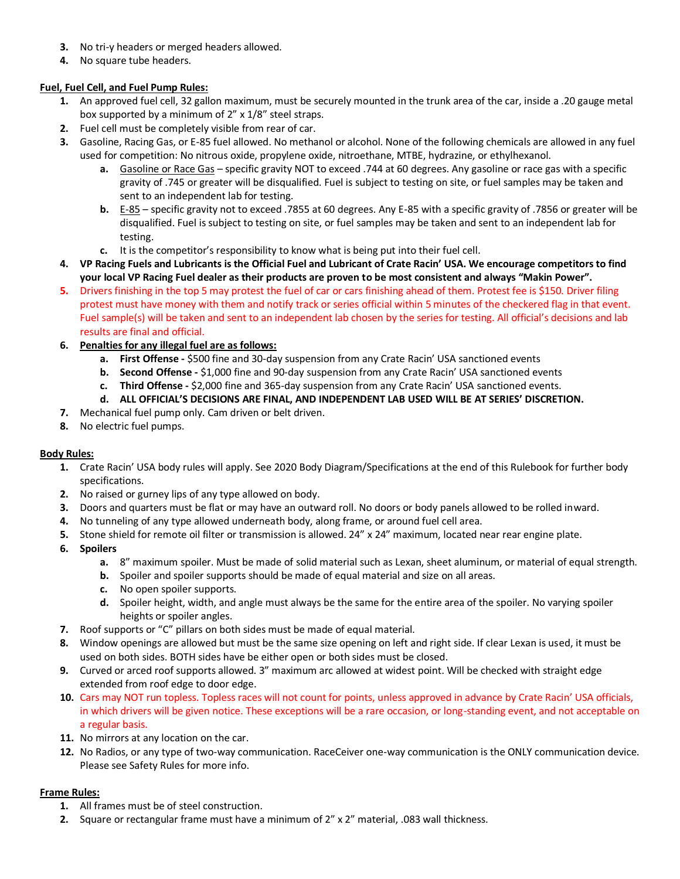3. No tri-y headers or merged headers allowed.
4. No square tube headers.

**Fuel, Fuel Cell, and Fuel Pump Rules:**

1. An approved fuel cell, 32 gallon maximum, must be securely mounted in the trunk area of the car, inside a .20 gauge metal box supported by a minimum of 2" x 1/8" steel straps.
2. Fuel cell must be completely visible from rear of car.
3. Gasoline, Racing Gas, or E-85 fuel allowed. No methanol or alcohol. None of the following chemicals are allowed in any fuel used for competition: No nitrous oxide, propylene oxide, nitroethane, MTBE, hydrazine, or ethylhexanol.
    a. Gasoline or Race Gas – specific gravity NOT to exceed .744 at 60 degrees. Any gasoline or race gas with a specific gravity of .745 or greater will be disqualified. Fuel is subject to testing on site, or fuel samples may be taken and sent to an independent lab for testing.
    b. E-85 – specific gravity not to exceed .7855 at 60 degrees. Any E-85 with a specific gravity of .7856 or greater will be disqualified. Fuel is subject to testing on site, or fuel samples may be taken and sent to an independent lab for testing.
    c. It is the competitor's responsibility to know what is being put into their fuel cell.
4. **VP Racing Fuels and Lubricants is the Official Fuel and Lubricant of Crate Racin' USA. We encourage competitors to find your local VP Racing Fuel dealer as their products are proven to be most consistent and always "Makin Power".**
5. Drivers finishing in the top 5 may protest the fuel of car or cars finishing ahead of them. Protest fee is $150. Driver filing protest must have money with them and notify track or series official within 5 minutes of the checkered flag in that event. Fuel sample(s) will be taken and sent to an independent lab chosen by the series for testing. All official's decisions and lab results are final and official.
6. **Penalties for any illegal fuel are as follows:**
    a. **First Offense -** $500 fine and 30-day suspension from any Crate Racin' USA sanctioned events
    b. **Second Offense -** $1,000 fine and 90-day suspension from any Crate Racin' USA sanctioned events
    c. **Third Offense -** $2,000 fine and 365-day suspension from any Crate Racin' USA sanctioned events.
    d. **ALL OFFICIAL'S DECISIONS ARE FINAL, AND INDEPENDENT LAB USED WILL BE AT SERIES' DISCRETION.**
7. Mechanical fuel pump only. Cam driven or belt driven.
8. No electric fuel pumps.

**Body Rules:**

1. Crate Racin' USA body rules will apply. See 2020 Body Diagram/Specifications at the end of this Rulebook for further body specifications.
2. No raised or gurney lips of any type allowed on body.
3. Doors and quarters must be flat or may have an outward roll. No doors or body panels allowed to be rolled inward.
4. No tunneling of any type allowed underneath body, along frame, or around fuel cell area.
5. Stone shield for remote oil filter or transmission is allowed. 24" x 24" maximum, located near rear engine plate.
6. **Spoilers**
    a. 8" maximum spoiler. Must be made of solid material such as Lexan, sheet aluminum, or material of equal strength.
    b. Spoiler and spoiler supports should be made of equal material and size on all areas.
    c. No open spoiler supports.
    d. Spoiler height, width, and angle must always be the same for the entire area of the spoiler. No varying spoiler heights or spoiler angles.
7. Roof supports or "C" pillars on both sides must be made of equal material.
8. Window openings are allowed but must be the same size opening on left and right side. If clear Lexan is used, it must be used on both sides. BOTH sides have be either open or both sides must be closed.
9. Curved or arced roof supports allowed. 3" maximum arc allowed at widest point. Will be checked with straight edge extended from roof edge to door edge.
10. Cars may NOT run topless. Topless races will not count for points, unless approved in advance by Crate Racin' USA officials, in which drivers will be given notice. These exceptions will be a rare occasion, or long-standing event, and not acceptable on a regular basis.
11. No mirrors at any location on the car.
12. No Radios, or any type of two-way communication. RaceCeiver one-way communication is the ONLY communication device. Please see Safety Rules for more info.

**Frame Rules:**

1. All frames must be of steel construction.
2. Square or rectangular frame must have a minimum of 2" x 2" material, .083 wall thickness.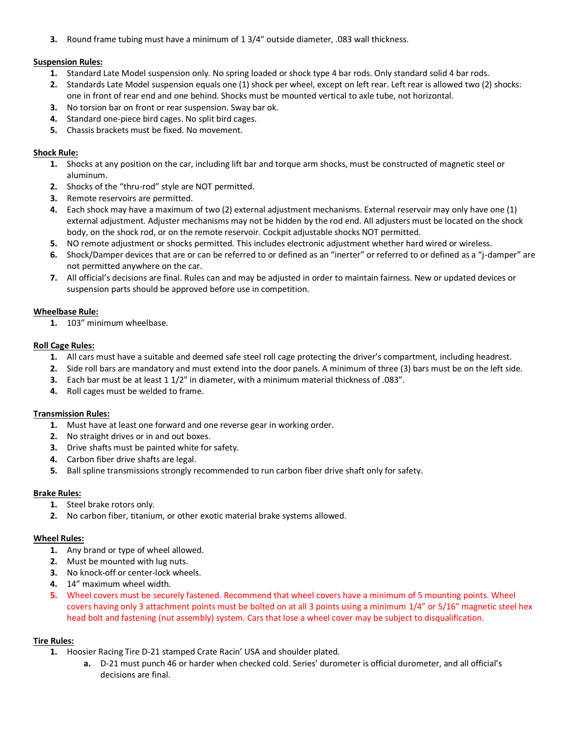3. Round frame tubing must have a minimum of 1 3/4" outside diameter, .083 wall thickness.

**Suspension Rules:**

1. Standard Late Model suspension only. No spring loaded or shock type 4 bar rods. Only standard solid 4 bar rods.
2. Standards Late Model suspension equals one (1) shock per wheel, except on left rear. Left rear is allowed two (2) shocks: one in front of rear end and one behind. Shocks must be mounted vertical to axle tube, not horizontal.
3. No torsion bar on front or rear suspension. Sway bar ok.
4. Standard one-piece bird cages. No split bird cages.
5. Chassis brackets must be fixed. No movement.

**Shock Rule:**

1. Shocks at any position on the car, including lift bar and torque arm shocks, must be constructed of magnetic steel or aluminum.
2. Shocks of the "thru-rod" style are NOT permitted.
3. Remote reservoirs are permitted.
4. Each shock may have a maximum of two (2) external adjustment mechanisms. External reservoir may only have one (1) external adjustment. Adjuster mechanisms may not be hidden by the rod end. All adjusters must be located on the shock body, on the shock rod, or on the remote reservoir. Cockpit adjustable shocks NOT permitted.
5. NO remote adjustment or shocks permitted. This includes electronic adjustment whether hard wired or wireless.
6. Shock/Damper devices that are or can be referred to or defined as an "inerter" or referred to or defined as a "j-damper" are not permitted anywhere on the car.
7. All official's decisions are final. Rules can and may be adjusted in order to maintain fairness. New or updated devices or suspension parts should be approved before use in competition.

**Wheelbase Rule:**

1. 103" minimum wheelbase.

**Roll Cage Rules:**

1. All cars must have a suitable and deemed safe steel roll cage protecting the driver's compartment, including headrest.
2. Side roll bars are mandatory and must extend into the door panels. A minimum of three (3) bars must be on the left side.
3. Each bar must be at least 1 1/2" in diameter, with a minimum material thickness of .083".
4. Roll cages must be welded to frame.

**Transmission Rules:**

1. Must have at least one forward and one reverse gear in working order.
2. No straight drives or in and out boxes.
3. Drive shafts must be painted white for safety.
4. Carbon fiber drive shafts are legal.
5. Ball spline transmissions strongly recommended to run carbon fiber drive shaft only for safety.

**Brake Rules:**

1. Steel brake rotors only.
2. No carbon fiber, titanium, or other exotic material brake systems allowed.

**Wheel Rules:**

1. Any brand or type of wheel allowed.
2. Must be mounted with lug nuts.
3. No knock-off or center-lock wheels.
4. 14" maximum wheel width.
5. Wheel covers must be securely fastened. Recommend that wheel covers have a minimum of 5 mounting points. Wheel covers having only 3 attachment points must be bolted on at all 3 points using a minimum 1/4" or 5/16" magnetic steel hex head bolt and fastening (nut assembly) system. Cars that lose a wheel cover may be subject to disqualification.

**Tire Rules:**

1. Hoosier Racing Tire D-21 stamped Crate Racin' USA and shoulder plated.
   a. D-21 must punch 46 or harder when checked cold. Series' durometer is official durometer, and all official's decisions are final.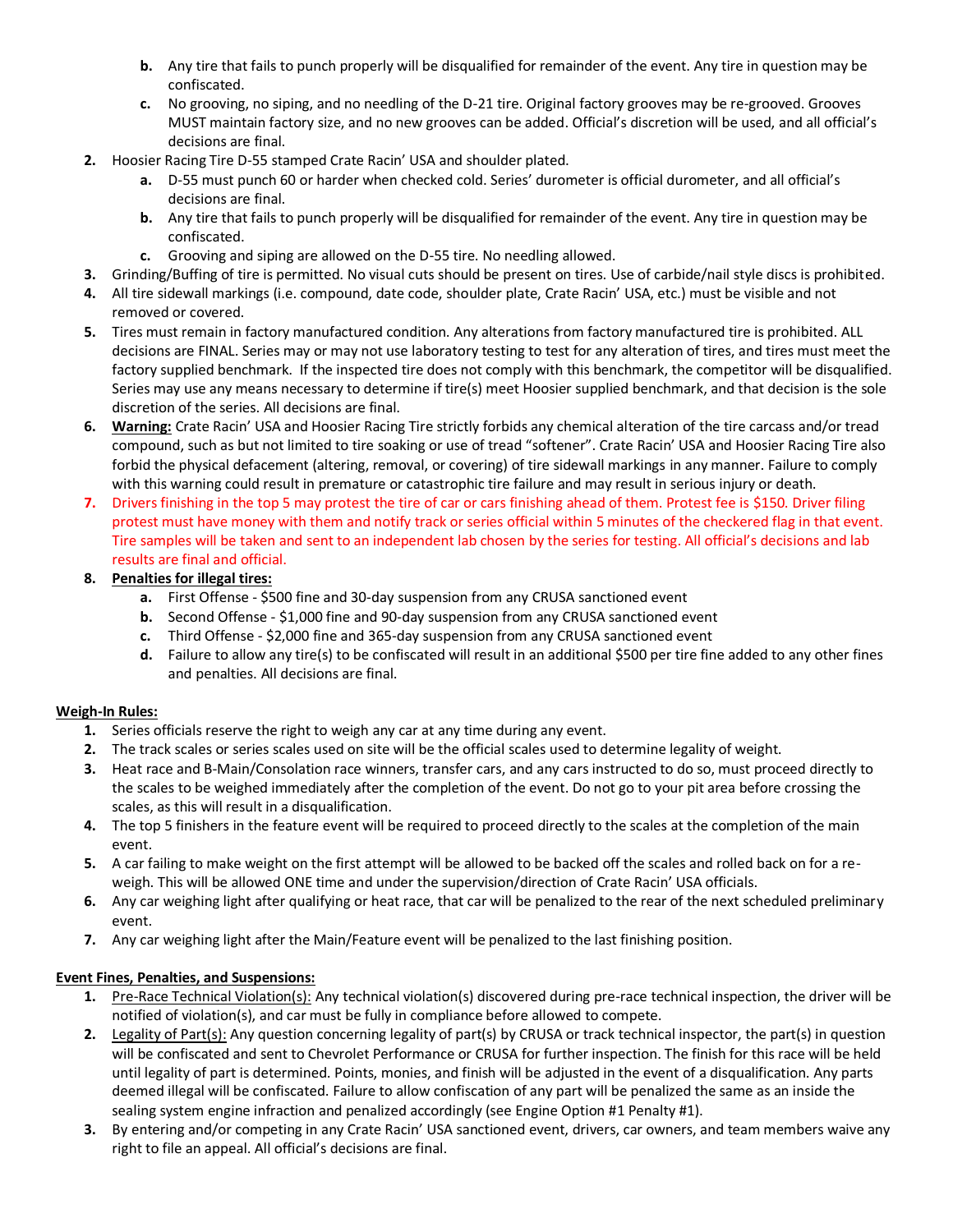b. Any tire that fails to punch properly will be disqualified for remainder of the event. Any tire in question may be confiscated.
   c. No grooving, no siping, and no needling of the D-21 tire. Original factory grooves may be re-grooved. Grooves MUST maintain factory size, and no new grooves can be added. Official's discretion will be used, and all official's decisions are final.
2. Hoosier Racing Tire D-55 stamped Crate Racin' USA and shoulder plated.
   a. D-55 must punch 60 or harder when checked cold. Series' durometer is official durometer, and all official's decisions are final.
   b. Any tire that fails to punch properly will be disqualified for remainder of the event. Any tire in question may be confiscated.
   c. Grooving and siping are allowed on the D-55 tire. No needling allowed.
3. Grinding/Buffing of tire is permitted. No visual cuts should be present on tires. Use of carbide/nail style discs is prohibited.
4. All tire sidewall markings (i.e. compound, date code, shoulder plate, Crate Racin' USA, etc.) must be visible and not removed or covered.
5. Tires must remain in factory manufactured condition. Any alterations from factory manufactured tire is prohibited. ALL decisions are FINAL. Series may or may not use laboratory testing to test for any alteration of tires, and tires must meet the factory supplied benchmark. If the inspected tire does not comply with this benchmark, the competitor will be disqualified. Series may use any means necessary to determine if tire(s) meet Hoosier supplied benchmark, and that decision is the sole discretion of the series. All decisions are final.
6. <u>**Warning:**</u> Crate Racin' USA and Hoosier Racing Tire strictly forbids any chemical alteration of the tire carcass and/or tread compound, such as but not limited to tire soaking or use of tread "softener". Crate Racin' USA and Hoosier Racing Tire also forbid the physical defacement (altering, removal, or covering) of tire sidewall markings in any manner. Failure to comply with this warning could result in premature or catastrophic tire failure and may result in serious injury or death.
7. Drivers finishing in the top 5 may protest the tire of car or cars finishing ahead of them. Protest fee is $150. Driver filing protest must have money with them and notify track or series official within 5 minutes of the checkered flag in that event. Tire samples will be taken and sent to an independent lab chosen by the series for testing. All official's decisions and lab results are final and official.
8. <u>**Penalties for illegal tires:**</u>
   a. First Offense - $500 fine and 30-day suspension from any CRUSA sanctioned event
   b. Second Offense - $1,000 fine and 90-day suspension from any CRUSA sanctioned event
   c. Third Offense - $2,000 fine and 365-day suspension from any CRUSA sanctioned event
   d. Failure to allow any tire(s) to be confiscated will result in an additional $500 per tire fine added to any other fines and penalties. All decisions are final.

<u>**Weigh-In Rules:**</u>

1. Series officials reserve the right to weigh any car at any time during any event.
2. The track scales or series scales used on site will be the official scales used to determine legality of weight.
3. Heat race and B-Main/Consolation race winners, transfer cars, and any cars instructed to do so, must proceed directly to the scales to be weighed immediately after the completion of the event. Do not go to your pit area before crossing the scales, as this will result in a disqualification.
4. The top 5 finishers in the feature event will be required to proceed directly to the scales at the completion of the main event.
5. A car failing to make weight on the first attempt will be allowed to be backed off the scales and rolled back on for a re-weigh. This will be allowed ONE time and under the supervision/direction of Crate Racin' USA officials.
6. Any car weighing light after qualifying or heat race, that car will be penalized to the rear of the next scheduled preliminary event.
7. Any car weighing light after the Main/Feature event will be penalized to the last finishing position.

<u>**Event Fines, Penalties, and Suspensions:**</u>

1. <u>Pre-Race Technical Violation(s):</u> Any technical violation(s) discovered during pre-race technical inspection, the driver will be notified of violation(s), and car must be fully in compliance before allowed to compete.
2. <u>Legality of Part(s):</u> Any question concerning legality of part(s) by CRUSA or track technical inspector, the part(s) in question will be confiscated and sent to Chevrolet Performance or CRUSA for further inspection. The finish for this race will be held until legality of part is determined. Points, monies, and finish will be adjusted in the event of a disqualification. Any parts deemed illegal will be confiscated. Failure to allow confiscation of any part will be penalized the same as an inside the sealing system engine infraction and penalized accordingly (see Engine Option #1 Penalty #1).
3. By entering and/or competing in any Crate Racin' USA sanctioned event, drivers, car owners, and team members waive any right to file an appeal. All official's decisions are final.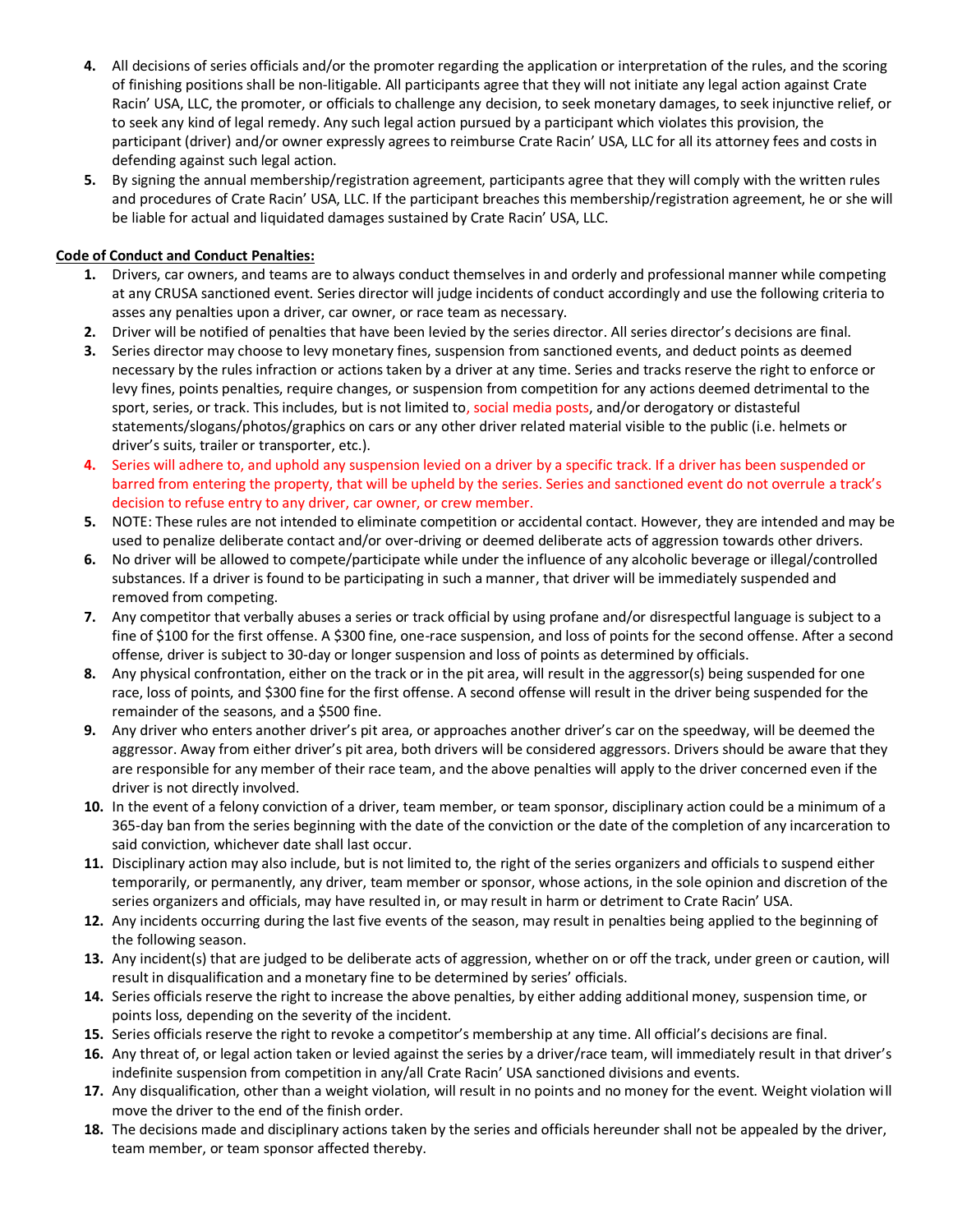4. All decisions of series officials and/or the promoter regarding the application or interpretation of the rules, and the scoring of finishing positions shall be non-litigable. All participants agree that they will not initiate any legal action against Crate Racin' USA, LLC, the promoter, or officials to challenge any decision, to seek monetary damages, to seek injunctive relief, or to seek any kind of legal remedy. Any such legal action pursued by a participant which violates this provision, the participant (driver) and/or owner expressly agrees to reimburse Crate Racin' USA, LLC for all its attorney fees and costs in defending against such legal action.
5. By signing the annual membership/registration agreement, participants agree that they will comply with the written rules and procedures of Crate Racin' USA, LLC. If the participant breaches this membership/registration agreement, he or she will be liable for actual and liquidated damages sustained by Crate Racin' USA, LLC.

**Code of Conduct and Conduct Penalties:**

1. Drivers, car owners, and teams are to always conduct themselves in and orderly and professional manner while competing at any CRUSA sanctioned event. Series director will judge incidents of conduct accordingly and use the following criteria to asses any penalties upon a driver, car owner, or race team as necessary.
2. Driver will be notified of penalties that have been levied by the series director. All series director's decisions are final.
3. Series director may choose to levy monetary fines, suspension from sanctioned events, and deduct points as deemed necessary by the rules infraction or actions taken by a driver at any time. Series and tracks reserve the right to enforce or levy fines, points penalties, require changes, or suspension from competition for any actions deemed detrimental to the sport, series, or track. This includes, but is not limited to, social media posts, and/or derogatory or distasteful statements/slogans/photos/graphics on cars or any other driver related material visible to the public (i.e. helmets or driver's suits, trailer or transporter, etc.).
4. Series will adhere to, and uphold any suspension levied on a driver by a specific track. If a driver has been suspended or barred from entering the property, that will be upheld by the series. Series and sanctioned event do not overrule a track's decision to refuse entry to any driver, car owner, or crew member.
5. NOTE: These rules are not intended to eliminate competition or accidental contact. However, they are intended and may be used to penalize deliberate contact and/or over-driving or deemed deliberate acts of aggression towards other drivers.
6. No driver will be allowed to compete/participate while under the influence of any alcoholic beverage or illegal/controlled substances. If a driver is found to be participating in such a manner, that driver will be immediately suspended and removed from competing.
7. Any competitor that verbally abuses a series or track official by using profane and/or disrespectful language is subject to a fine of $100 for the first offense. A $300 fine, one-race suspension, and loss of points for the second offense. After a second offense, driver is subject to 30-day or longer suspension and loss of points as determined by officials.
8. Any physical confrontation, either on the track or in the pit area, will result in the aggressor(s) being suspended for one race, loss of points, and $300 fine for the first offense. A second offense will result in the driver being suspended for the remainder of the seasons, and a $500 fine.
9. Any driver who enters another driver's pit area, or approaches another driver's car on the speedway, will be deemed the aggressor. Away from either driver's pit area, both drivers will be considered aggressors. Drivers should be aware that they are responsible for any member of their race team, and the above penalties will apply to the driver concerned even if the driver is not directly involved.
10. In the event of a felony conviction of a driver, team member, or team sponsor, disciplinary action could be a minimum of a 365-day ban from the series beginning with the date of the conviction or the date of the completion of any incarceration to said conviction, whichever date shall last occur.
11. Disciplinary action may also include, but is not limited to, the right of the series organizers and officials to suspend either temporarily, or permanently, any driver, team member or sponsor, whose actions, in the sole opinion and discretion of the series organizers and officials, may have resulted in, or may result in harm or detriment to Crate Racin' USA.
12. Any incidents occurring during the last five events of the season, may result in penalties being applied to the beginning of the following season.
13. Any incident(s) that are judged to be deliberate acts of aggression, whether on or off the track, under green or caution, will result in disqualification and a monetary fine to be determined by series' officials.
14. Series officials reserve the right to increase the above penalties, by either adding additional money, suspension time, or points loss, depending on the severity of the incident.
15. Series officials reserve the right to revoke a competitor's membership at any time. All official's decisions are final.
16. Any threat of, or legal action taken or levied against the series by a driver/race team, will immediately result in that driver's indefinite suspension from competition in any/all Crate Racin' USA sanctioned divisions and events.
17. Any disqualification, other than a weight violation, will result in no points and no money for the event. Weight violation will move the driver to the end of the finish order.
18. The decisions made and disciplinary actions taken by the series and officials hereunder shall not be appealed by the driver, team member, or team sponsor affected thereby.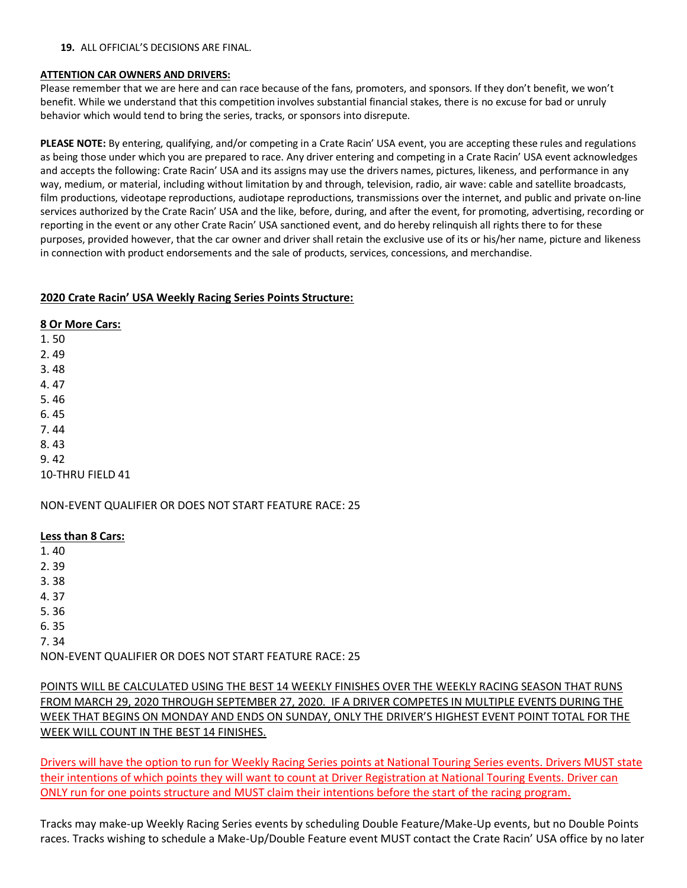**19.** ALL OFFICIAL'S DECISIONS ARE FINAL.

**ATTENTION CAR OWNERS AND DRIVERS:**
Please remember that we are here and can race because of the fans, promoters, and sponsors. If they don't benefit, we won't benefit. While we understand that this competition involves substantial financial stakes, there is no excuse for bad or unruly behavior which would tend to bring the series, tracks, or sponsors into disrepute.

**PLEASE NOTE:** By entering, qualifying, and/or competing in a Crate Racin' USA event, you are accepting these rules and regulations as being those under which you are prepared to race. Any driver entering and competing in a Crate Racin' USA event acknowledges and accepts the following: Crate Racin' USA and its assigns may use the drivers names, pictures, likeness, and performance in any way, medium, or material, including without limitation by and through, television, radio, air wave: cable and satellite broadcasts, film productions, videotape reproductions, audiotape reproductions, transmissions over the internet, and public and private on-line services authorized by the Crate Racin' USA and the like, before, during, and after the event, for promoting, advertising, recording or reporting in the event or any other Crate Racin' USA sanctioned event, and do hereby relinquish all rights there to for these purposes, provided however, that the car owner and driver shall retain the exclusive use of its or his/her name, picture and likeness in connection with product endorsements and the sale of products, services, concessions, and merchandise.

**2020 Crate Racin' USA Weekly Racing Series Points Structure:**

**8 Or More Cars:**

1. 50
2. 49
3. 48
4. 47
5. 46
6. 45
7. 44
8. 43
9. 42

10-THRU FIELD 41

NON-EVENT QUALIFIER OR DOES NOT START FEATURE RACE: 25

**Less than 8 Cars:**

1. 40
2. 39
3. 38
4. 37
5. 36
6. 35
7. 34

NON-EVENT QUALIFIER OR DOES NOT START FEATURE RACE: 25

POINTS WILL BE CALCULATED USING THE BEST 14 WEEKLY FINISHES OVER THE WEEKLY RACING SEASON THAT RUNS FROM MARCH 29, 2020 THROUGH SEPTEMBER 27, 2020. IF A DRIVER COMPETES IN MULTIPLE EVENTS DURING THE WEEK THAT BEGINS ON MONDAY AND ENDS ON SUNDAY, ONLY THE DRIVER'S HIGHEST EVENT POINT TOTAL FOR THE WEEK WILL COUNT IN THE BEST 14 FINISHES.

Drivers will have the option to run for Weekly Racing Series points at National Touring Series events. Drivers MUST state their intentions of which points they will want to count at Driver Registration at National Touring Events. Driver can ONLY run for one points structure and MUST claim their intentions before the start of the racing program.

Tracks may make-up Weekly Racing Series events by scheduling Double Feature/Make-Up events, but no Double Points races. Tracks wishing to schedule a Make-Up/Double Feature event MUST contact the Crate Racin' USA office by no later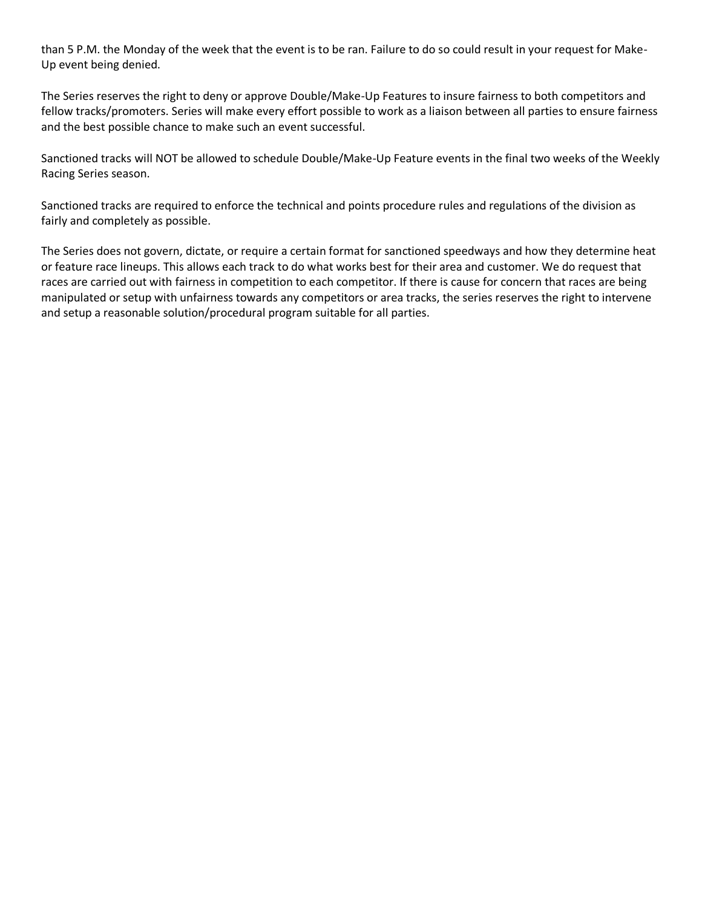than 5 P.M. the Monday of the week that the event is to be ran. Failure to do so could result in your request for Make-Up event being denied.

The Series reserves the right to deny or approve Double/Make-Up Features to insure fairness to both competitors and fellow tracks/promoters. Series will make every effort possible to work as a liaison between all parties to ensure fairness and the best possible chance to make such an event successful.

Sanctioned tracks will NOT be allowed to schedule Double/Make-Up Feature events in the final two weeks of the Weekly Racing Series season.

Sanctioned tracks are required to enforce the technical and points procedure rules and regulations of the division as fairly and completely as possible.

The Series does not govern, dictate, or require a certain format for sanctioned speedways and how they determine heat or feature race lineups. This allows each track to do what works best for their area and customer. We do request that races are carried out with fairness in competition to each competitor. If there is cause for concern that races are being manipulated or setup with unfairness towards any competitors or area tracks, the series reserves the right to intervene and setup a reasonable solution/procedural program suitable for all parties.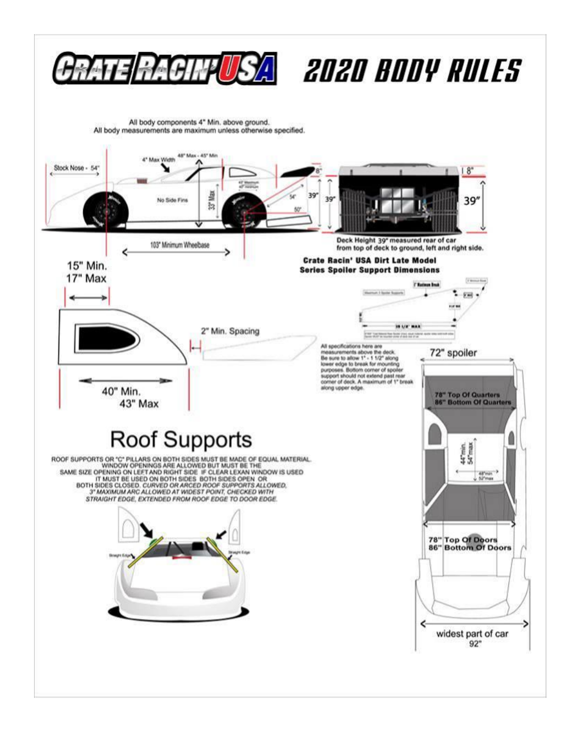# CRATE RACIN' USA 2020 BODY RULES

All body components 4" Min. above ground.
All body measurements are maximum unless otherwise specified.

Stock Nose - 54"

4" Max Width

48" Max - 45" Min

No Side Fins

33" Max

103" Minimum Wheelbase

8"

39"

39"

54"

50"

8"

39"

Deck Height 39" measured rear of car from top of deck to ground, left and right side.

**Crate Racin' USA Dirt Late Model Series Spoiler Support Dimensions**

15" Min.
17" Max

2" Min. Spacing

40" Min.
43" Max

All specifications here are measurements above the deck. Be sure to allow 1" - 1 1/2" along lower edge to break for mounting purposes. Bottom corner of spoiler support should not extend past rear corner of deck. A maximum of 1" break along upper edge.

72" spoiler

78" Top Of Quarters
86" Bottom Of Quarters

44"min. 54"max

48"min 52"max

78" Top Of Doors
86" Bottom Of Doors

widest part of car
92"

## Roof Supports

ROOF SUPPORTS OR "C" PILLARS ON BOTH SIDES MUST BE MADE OF EQUAL MATERIAL. WINDOW OPENINGS ARE ALLOWED BUT MUST BE THE SAME SIZE OPENING ON LEFT AND RIGHT SIDE. IF CLEAR LEXAN WINDOW IS USED IT MUST BE USED ON BOTH SIDES. BOTH SIDES OPEN OR BOTH SIDES CLOSED. *CURVED OR ARCED ROOF SUPPORTS ALLOWED, 3" MAXIMUM ARC ALLOWED AT WIDEST POINT, CHECKED WITH STRAIGHT EDGE, EXTENDED FROM ROOF EDGE TO DOOR EDGE.*

Straight Edge

Straight Edge